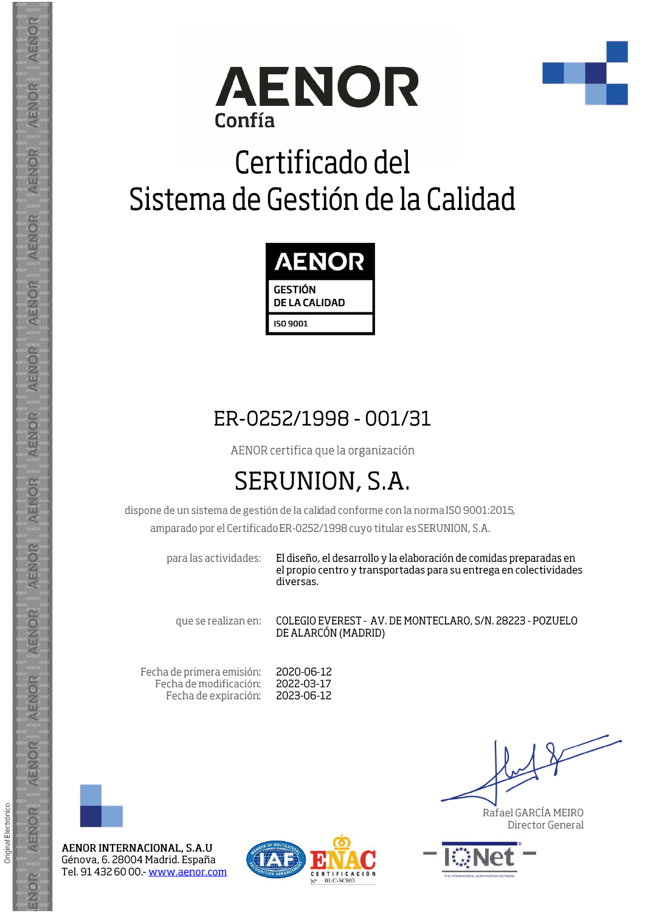# AENOR
Confía

# Certificado del Sistema de Gestión de la Calidad

AENOR
GESTIÓN DE LA CALIDAD
ISO 9001

## ER-0252/1998 - 001/31

AENOR certifica que la organización

## SERUNION, S.A.

dispone de un sistema de gestión de la calidad conforme con la norma ISO 9001:2015, amparado por el Certificado ER-0252/1998 cuyo titular es SERUNION, S.A.

para las actividades: El diseño, el desarrollo y la elaboración de comidas preparadas en el propio centro y transportadas para su entrega en colectividades diversas.

que se realizan en: COLEGIO EVEREST - AV. DE MONTECLARO, S/N. 28223 - POZUELO DE ALARCÓN (MADRID)

Fecha de primera emisión: 2020-06-12
Fecha de modificación: 2022-03-17
Fecha de expiración: 2023-06-12

Rafael GARCÍA MEIRO
Director General

AENOR INTERNACIONAL, S.A.U
Génova, 6. 28004 Madrid. España
Tel. 91 432 60 00.- www.aenor.com

ENAC CERTIFICACIÓN Nº 01/C-SC003

IQNet

Original Electrónico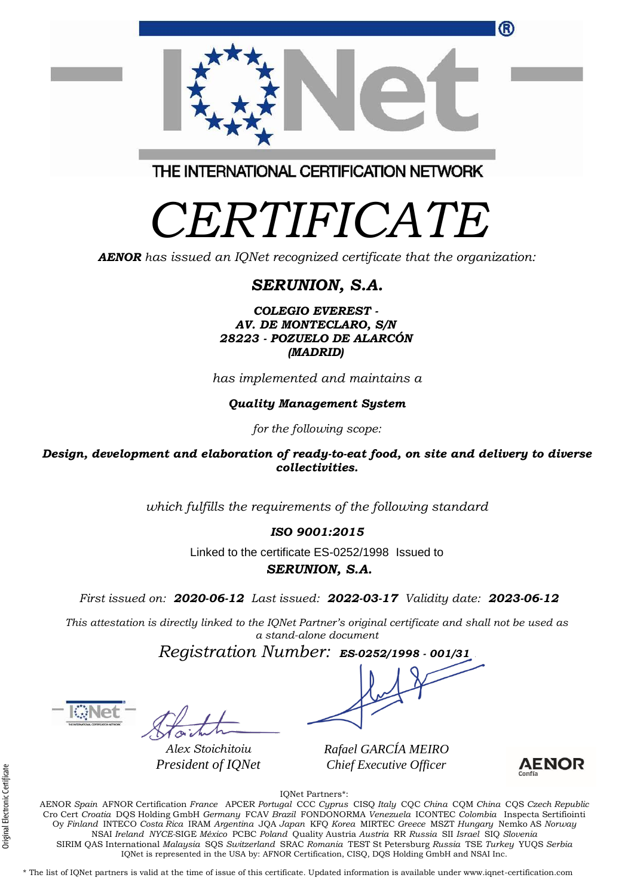THE INTERNATIONAL CERTIFICATION NETWORK

# CERTIFICATE

***AENOR*** *has issued an IQNet recognized certificate that the organization:*

## ***SERUNION, S.A.***

***COLEGIO EVEREST -***
***AV. DE MONTECLARO, S/N***
***28223 - POZUELO DE ALARCÓN***
***(MADRID)***

*has implemented and maintains a*

***Quality Management System***

*for the following scope:*

***Design, development and elaboration of ready-to-eat food, on site and delivery to diverse collectivities.***

*which fulfills the requirements of the following standard*

***ISO 9001:2015***

Linked to the certificate ES-0252/1998 Issued to

***SERUNION, S.A.***

*First issued on:* ***2020-06-12*** *Last issued:* ***2022-03-17*** *Validity date:* ***2023-06-12***

*This attestation is directly linked to the IQNet Partner's original certificate and shall not be used as a stand-alone document*

*Registration Number:* ***ES-0252/1998 - 001/31***

*Alex Stoichitoiu*
*President of IQNet*

*Rafael GARCÍA MEIRO*
*Chief Executive Officer*

AENOR Confía

IQNet Partners*:

AENOR *Spain* AFNOR Certification *France* APCER *Portugal* CCC *Cyprus* CISQ *Italy* CQC *China* CQM *China* CQS *Czech Republic* Cro Cert *Croatia* DQS Holding GmbH *Germany* FCAV *Brazil* FONDONORMA *Venezuela* ICONTEC *Colombia* Inspecta Sertifiointi Oy *Finland* INTECO *Costa Rica* IRAM *Argentina* JQA *Japan* KFQ *Korea* MIRTEC *Greece* MSZT *Hungary* Nemko AS *Norway* NSAI *Ireland* *NYCE*-SIGE *México* PCBC *Poland* Quality Austria *Austria* RR *Russia* SII *Israel* SIQ *Slovenia* SIRIM QAS International *Malaysia* SQS *Switzerland* SRAC *Romania* TEST St Petersburg *Russia* TSE *Turkey* YUQS *Serbia*
IQNet is represented in the USA by: AFNOR Certification, CISQ, DQS Holding GmbH and NSAI Inc.

\* The list of IQNet partners is valid at the time of issue of this certificate. Updated information is available under www.iqnet-certification.com

Original Electronic Certificate